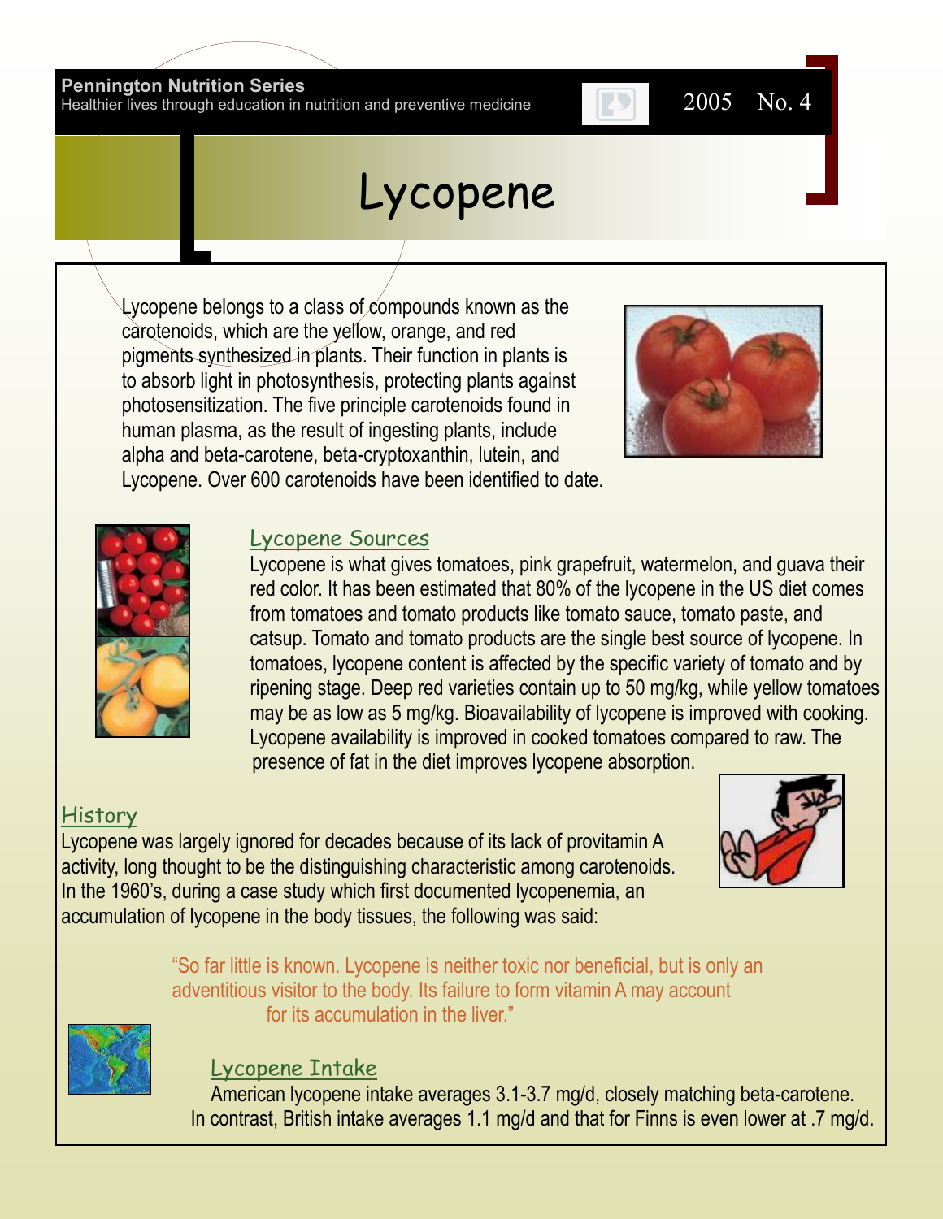**Pennington Nutrition Series**
Healthier lives through education in nutrition and preventive medicine

2005 No. 4

# Lycopene

Lycopene belongs to a class of compounds known as the carotenoids, which are the yellow, orange, and red pigments synthesized in plants. Their function in plants is to absorb light in photosynthesis, protecting plants against photosensitization. The five principle carotenoids found in human plasma, as the result of ingesting plants, include alpha and beta-carotene, beta-cryptoxanthin, lutein, and Lycopene. Over 600 carotenoids have been identified to date.

## Lycopene Sources

Lycopene is what gives tomatoes, pink grapefruit, watermelon, and guava their red color. It has been estimated that 80% of the lycopene in the US diet comes from tomatoes and tomato products like tomato sauce, tomato paste, and catsup. Tomato and tomato products are the single best source of lycopene. In tomatoes, lycopene content is affected by the specific variety of tomato and by ripening stage. Deep red varieties contain up to 50 mg/kg, while yellow tomatoes may be as low as 5 mg/kg. Bioavailability of lycopene is improved with cooking. Lycopene availability is improved in cooked tomatoes compared to raw. The presence of fat in the diet improves lycopene absorption.

## History

Lycopene was largely ignored for decades because of its lack of provitamin A activity, long thought to be the distinguishing characteristic among carotenoids. In the 1960's, during a case study which first documented lycopenemia, an accumulation of lycopene in the body tissues, the following was said:

> "So far little is known. Lycopene is neither toxic nor beneficial, but is only an adventitious visitor to the body. Its failure to form vitamin A may account for its accumulation in the liver."

## Lycopene Intake

American lycopene intake averages 3.1-3.7 mg/d, closely matching beta-carotene. In contrast, British intake averages 1.1 mg/d and that for Finns is even lower at .7 mg/d.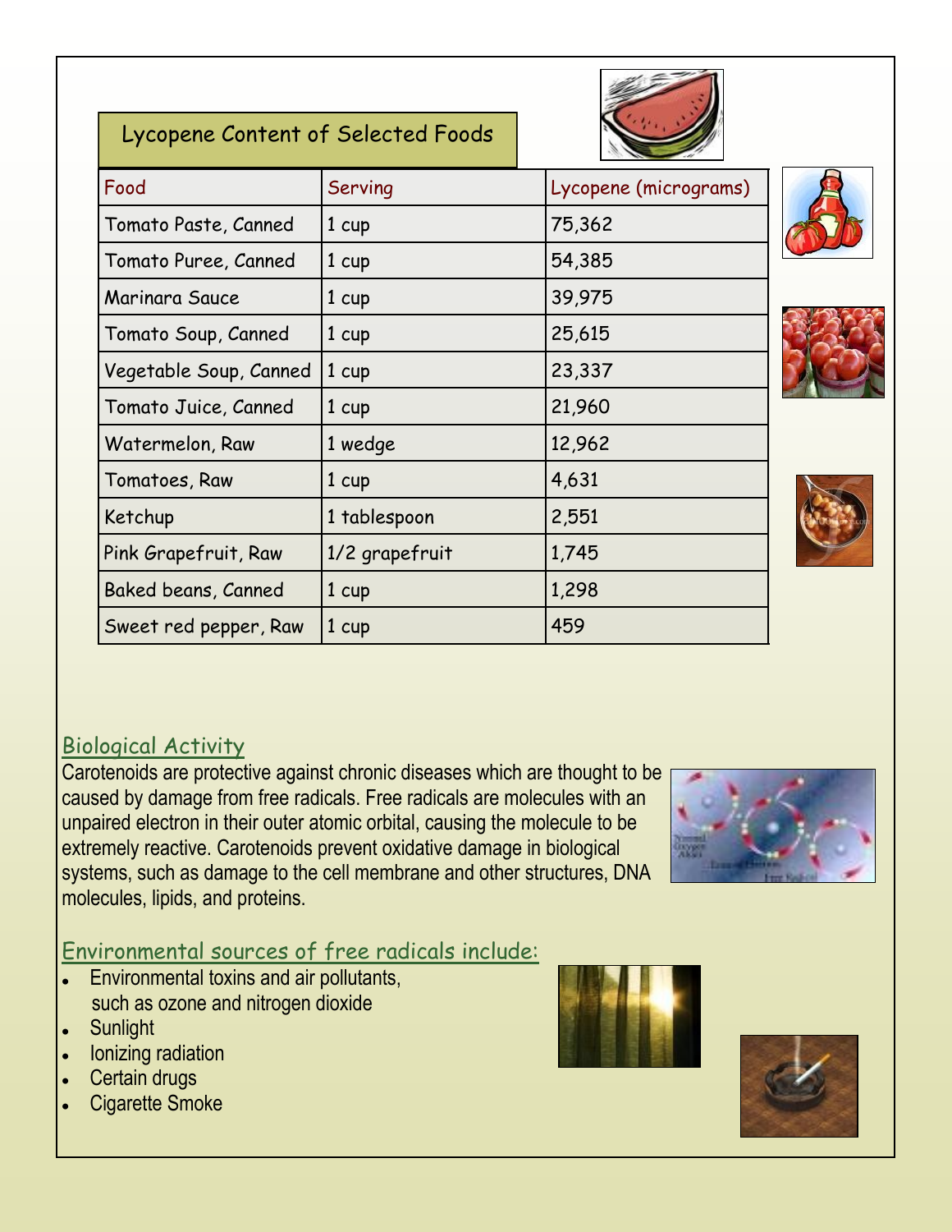## Lycopene Content of Selected Foods

| Food | Serving | Lycopene (micrograms) |
|---|---|---|
| Tomato Paste, Canned | 1 cup | 75,362 |
| Tomato Puree, Canned | 1 cup | 54,385 |
| Marinara Sauce | 1 cup | 39,975 |
| Tomato Soup, Canned | 1 cup | 25,615 |
| Vegetable Soup, Canned | 1 cup | 23,337 |
| Tomato Juice, Canned | 1 cup | 21,960 |
| Watermelon, Raw | 1 wedge | 12,962 |
| Tomatoes, Raw | 1 cup | 4,631 |
| Ketchup | 1 tablespoon | 2,551 |
| Pink Grapefruit, Raw | 1/2 grapefruit | 1,745 |
| Baked beans, Canned | 1 cup | 1,298 |
| Sweet red pepper, Raw | 1 cup | 459 |

## Biological Activity

Carotenoids are protective against chronic diseases which are thought to be caused by damage from free radicals. Free radicals are molecules with an unpaired electron in their outer atomic orbital, causing the molecule to be extremely reactive. Carotenoids prevent oxidative damage in biological systems, such as damage to the cell membrane and other structures, DNA molecules, lipids, and proteins.

## Environmental sources of free radicals include:

- Environmental toxins and air pollutants, such as ozone and nitrogen dioxide
- Sunlight
- Ionizing radiation
- Certain drugs
- Cigarette Smoke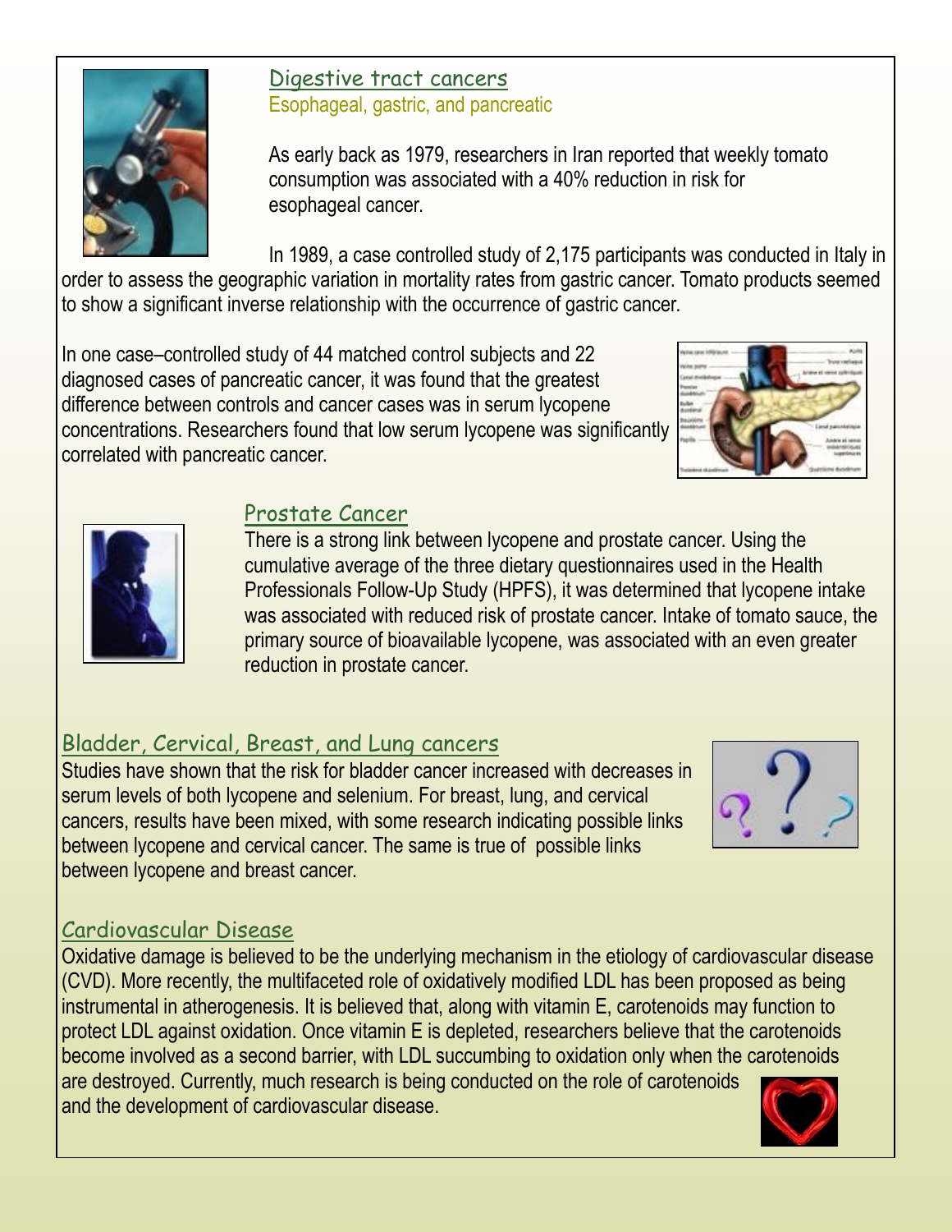## Digestive tract cancers

Esophageal, gastric, and pancreatic

As early back as 1979, researchers in Iran reported that weekly tomato consumption was associated with a 40% reduction in risk for esophageal cancer.

In 1989, a case controlled study of 2,175 participants was conducted in Italy in order to assess the geographic variation in mortality rates from gastric cancer. Tomato products seemed to show a significant inverse relationship with the occurrence of gastric cancer.

In one case–controlled study of 44 matched control subjects and 22 diagnosed cases of pancreatic cancer, it was found that the greatest difference between controls and cancer cases was in serum lycopene concentrations. Researchers found that low serum lycopene was significantly correlated with pancreatic cancer.

## Prostate Cancer

There is a strong link between lycopene and prostate cancer. Using the cumulative average of the three dietary questionnaires used in the Health Professionals Follow-Up Study (HPFS), it was determined that lycopene intake was associated with reduced risk of prostate cancer. Intake of tomato sauce, the primary source of bioavailable lycopene, was associated with an even greater reduction in prostate cancer.

## Bladder, Cervical, Breast, and Lung cancers

Studies have shown that the risk for bladder cancer increased with decreases in serum levels of both lycopene and selenium. For breast, lung, and cervical cancers, results have been mixed, with some research indicating possible links between lycopene and cervical cancer. The same is true of possible links between lycopene and breast cancer.

## Cardiovascular Disease

Oxidative damage is believed to be the underlying mechanism in the etiology of cardiovascular disease (CVD). More recently, the multifaceted role of oxidatively modified LDL has been proposed as being instrumental in atherogenesis. It is believed that, along with vitamin E, carotenoids may function to protect LDL against oxidation. Once vitamin E is depleted, researchers believe that the carotenoids become involved as a second barrier, with LDL succumbing to oxidation only when the carotenoids are destroyed. Currently, much research is being conducted on the role of carotenoids and the development of cardiovascular disease.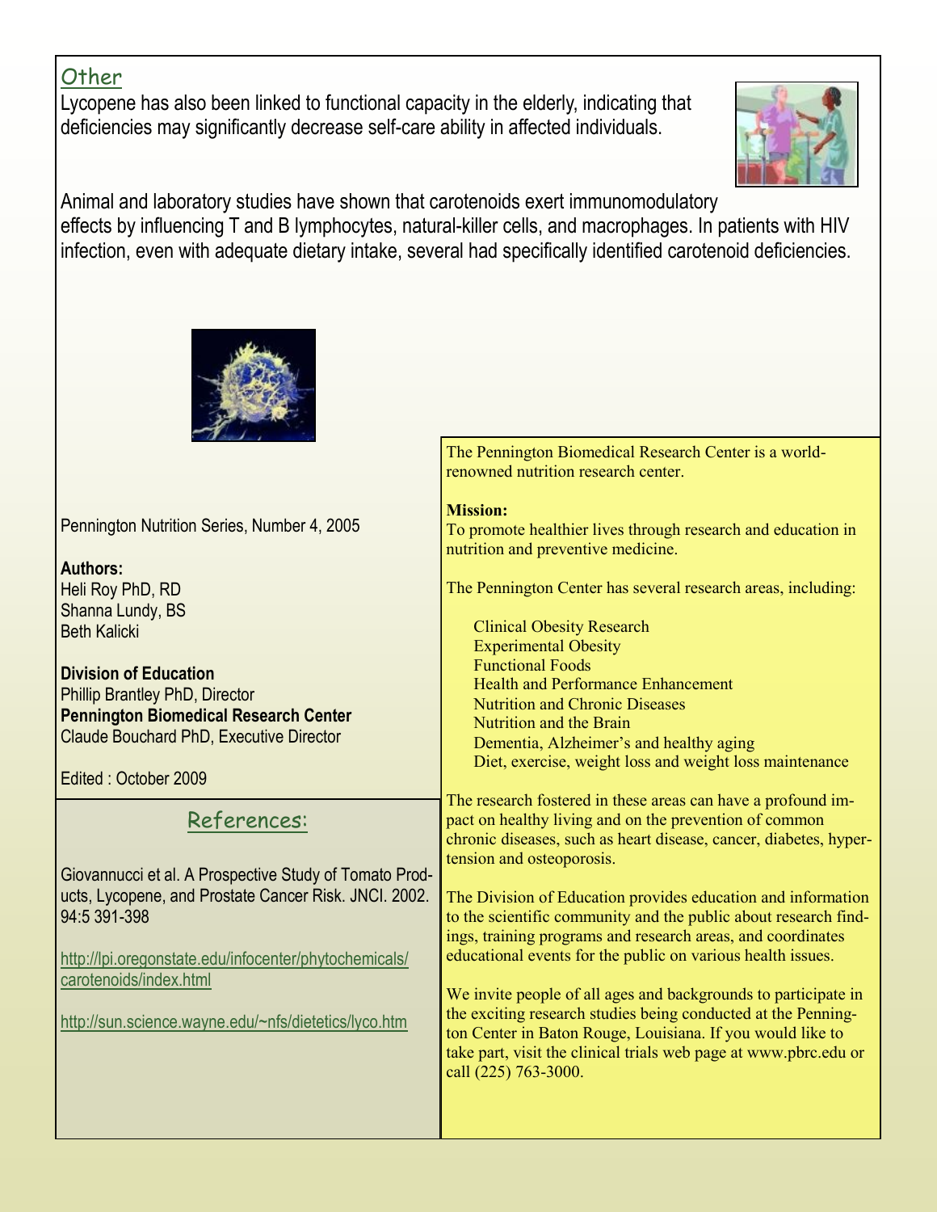## Other

Lycopene has also been linked to functional capacity in the elderly, indicating that deficiencies may significantly decrease self-care ability in affected individuals.

Animal and laboratory studies have shown that carotenoids exert immunomodulatory effects by influencing T and B lymphocytes, natural-killer cells, and macrophages. In patients with HIV infection, even with adequate dietary intake, several had specifically identified carotenoid deficiencies.

Pennington Nutrition Series, Number 4, 2005

**Authors:**
Heli Roy PhD, RD
Shanna Lundy, BS
Beth Kalicki

**Division of Education**
Phillip Brantley PhD, Director
**Pennington Biomedical Research Center**
Claude Bouchard PhD, Executive Director

Edited : October 2009

## References:

Giovannucci et al. A Prospective Study of Tomato Products, Lycopene, and Prostate Cancer Risk. JNCI. 2002. 94:5 391-398

http://lpi.oregonstate.edu/infocenter/phytochemicals/carotenoids/index.html

http://sun.science.wayne.edu/~nfs/dietetics/lyco.htm

The Pennington Biomedical Research Center is a world-renowned nutrition research center.

**Mission:**
To promote healthier lives through research and education in nutrition and preventive medicine.

The Pennington Center has several research areas, including:

- Clinical Obesity Research
- Experimental Obesity
- Functional Foods
- Health and Performance Enhancement
- Nutrition and Chronic Diseases
- Nutrition and the Brain
- Dementia, Alzheimer's and healthy aging
- Diet, exercise, weight loss and weight loss maintenance

The research fostered in these areas can have a profound impact on healthy living and on the prevention of common chronic diseases, such as heart disease, cancer, diabetes, hypertension and osteoporosis.

The Division of Education provides education and information to the scientific community and the public about research findings, training programs and research areas, and coordinates educational events for the public on various health issues.

We invite people of all ages and backgrounds to participate in the exciting research studies being conducted at the Pennington Center in Baton Rouge, Louisiana. If you would like to take part, visit the clinical trials web page at www.pbrc.edu or call (225) 763-3000.